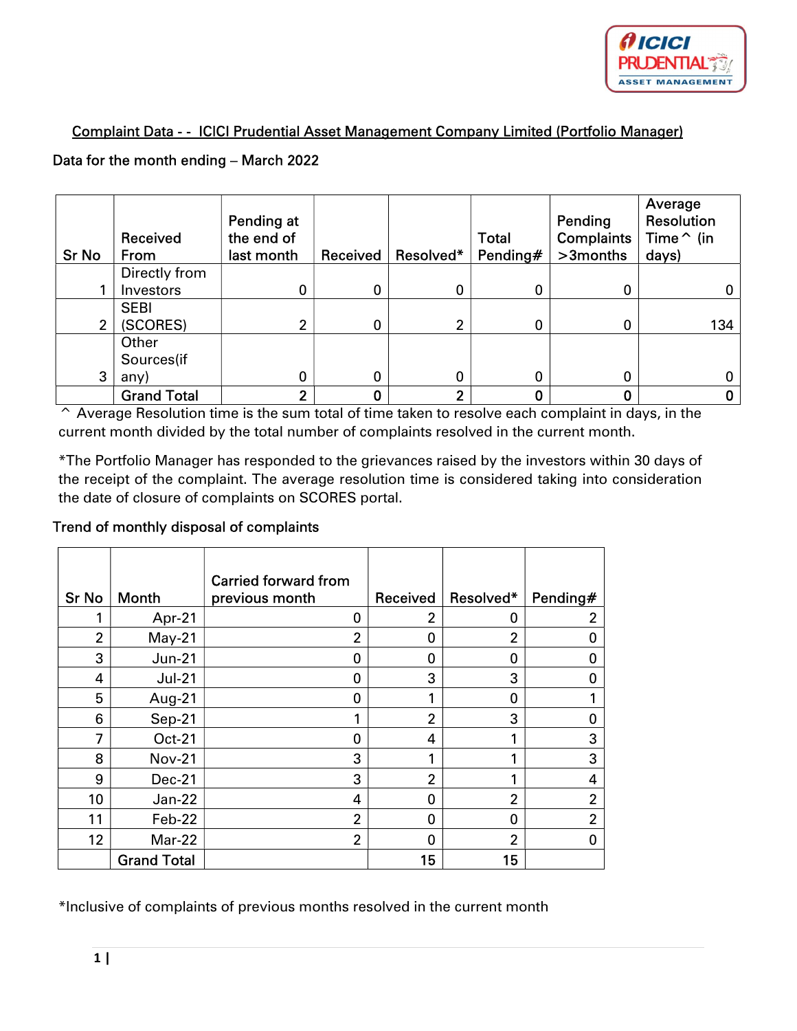Complaint Data - - ICICI Prudential Asset Management Company Limited (Portfolio Manager)

Data for the month ending – March 2022

| Sr No | Received From | Pending at the end of last month | Received | Resolved* | Total Pending# | Pending Complaints >3months | Average Resolution Time^ (in days) |
|---|---|---|---|---|---|---|---|
| 1 | Directly from Investors | 0 | 0 | 0 | 0 | 0 | 0 |
| 2 | SEBI (SCORES) | 2 | 0 | 2 | 0 | 0 | 134 |
| 3 | Other Sources(if any) | 0 | 0 | 0 | 0 | 0 | 0 |
| | **Grand Total** | **2** | **0** | **2** | **0** | **0** | **0** |

^ Average Resolution time is the sum total of time taken to resolve each complaint in days, in the current month divided by the total number of complaints resolved in the current month.

*The Portfolio Manager has responded to the grievances raised by the investors within 30 days of the receipt of the complaint. The average resolution time is considered taking into consideration the date of closure of complaints on SCORES portal.

Trend of monthly disposal of complaints

| Sr No | Month | Carried forward from previous month | Received | Resolved* | Pending# |
|---|---|---|---|---|---|
| 1 | Apr-21 | 0 | 2 | 0 | 2 |
| 2 | May-21 | 2 | 0 | 2 | 0 |
| 3 | Jun-21 | 0 | 0 | 0 | 0 |
| 4 | Jul-21 | 0 | 3 | 3 | 0 |
| 5 | Aug-21 | 0 | 1 | 0 | 1 |
| 6 | Sep-21 | 1 | 2 | 3 | 0 |
| 7 | Oct-21 | 0 | 4 | 1 | 3 |
| 8 | Nov-21 | 3 | 1 | 1 | 3 |
| 9 | Dec-21 | 3 | 2 | 1 | 4 |
| 10 | Jan-22 | 4 | 0 | 2 | 2 |
| 11 | Feb-22 | 2 | 0 | 0 | 2 |
| 12 | Mar-22 | 2 | 0 | 2 | 0 |
| | Grand Total | | 15 | 15 | |

*Inclusive of complaints of previous months resolved in the current month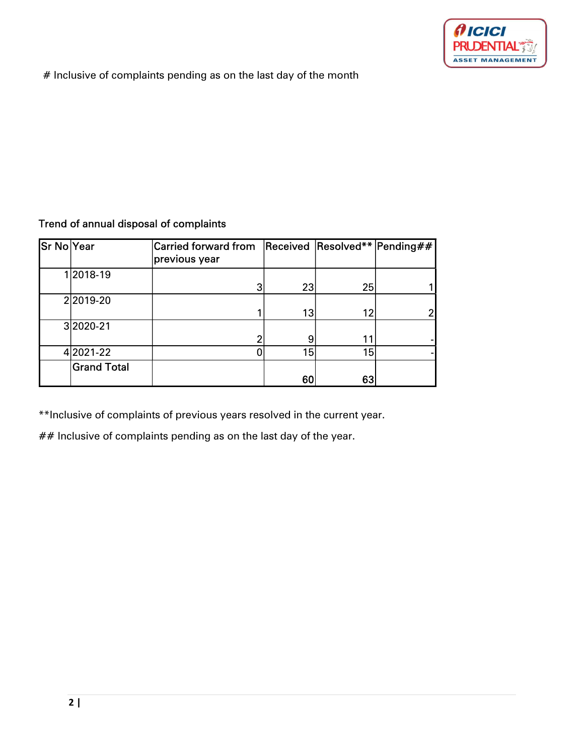# Inclusive of complaints pending as on the last day of the month

Trend of annual disposal of complaints

| Sr No | Year | Carried forward from previous year | Received | Resolved** | Pending## |
|---|---|---|---|---|---|
| 1 | 2018-19 | 3 | 23 | 25 | 1 |
| 2 | 2019-20 | 1 | 13 | 12 | 2 |
| 3 | 2020-21 | 2 | 9 | 11 | - |
| 4 | 2021-22 | 0 | 15 | 15 | - |
| | Grand Total | | 60 | 63 | |

**Inclusive of complaints of previous years resolved in the current year.

## Inclusive of complaints pending as on the last day of the year.